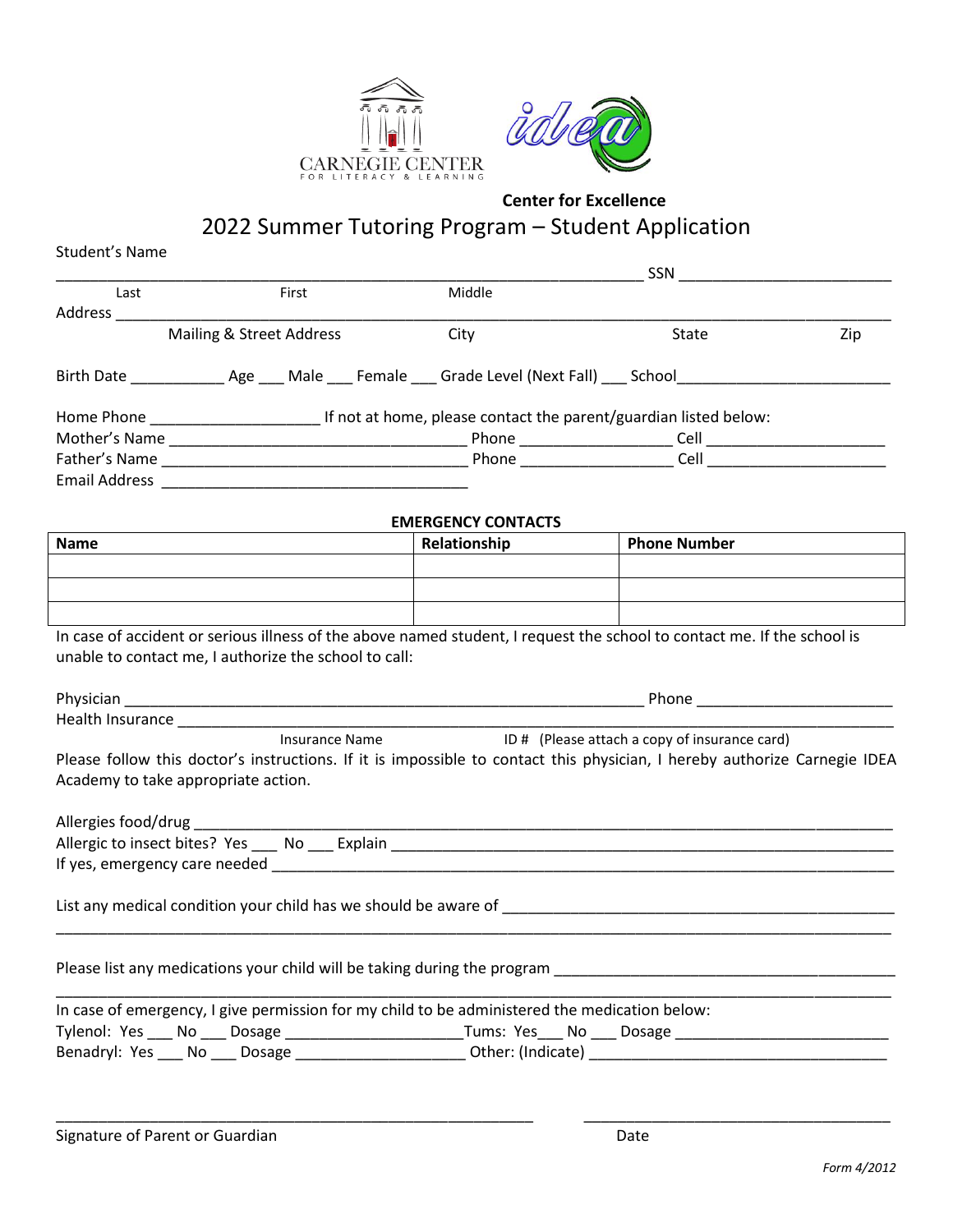CARNEGIE CENTER FOR LITERACY & LEARNING

idea

**Center for Excellence**

# 2022 Summer Tutoring Program – Student Application

Student's Name

______________________________________________ SSN ____________________

Last First Middle

Address ______________________________________________________________

Mailing & Street Address City State Zip

Birth Date __________ Age ___ Male ___ Female ___ Grade Level (Next Fall) ___ School____________________

Home Phone ________________ If not at home, please contact the parent/guardian listed below:

Mother's Name ______________________________ Phone ______________ Cell ________________

Father's Name ______________________________ Phone ______________ Cell ________________

Email Address ______________________________

**EMERGENCY CONTACTS**

| Name | Relationship | Phone Number |
|---|---|---|
| | | |
| | | |
| | | |

In case of accident or serious illness of the above named student, I request the school to contact me. If the school is unable to contact me, I authorize the school to call:

Physician ______________________________________________ Phone __________________

Health Insurance ______________________________________________________________

Insurance Name ID # (Please attach a copy of insurance card)

Please follow this doctor's instructions. If it is impossible to contact this physician, I hereby authorize Carnegie IDEA Academy to take appropriate action.

Allergies food/drug ____________________________________________________________

Allergic to insect bites? Yes ___ No ___ Explain ______________________________________________

If yes, emergency care needed ____________________________________________________

List any medical condition your child has we should be aware of ____________________________________

______________________________________________________________________________

Please list any medications your child will be taking during the program ______________________________

______________________________________________________________________________

In case of emergency, I give permission for my child to be administered the medication below:

Tylenol: Yes ___ No ___ Dosage __________________Tums: Yes___ No ___ Dosage ____________________

Benadryl: Yes ___ No ___ Dosage _________________ Other: (Indicate) ______________________________

_____________________________________________ ______________________________

Signature of Parent or Guardian Date

*Form 4/2012*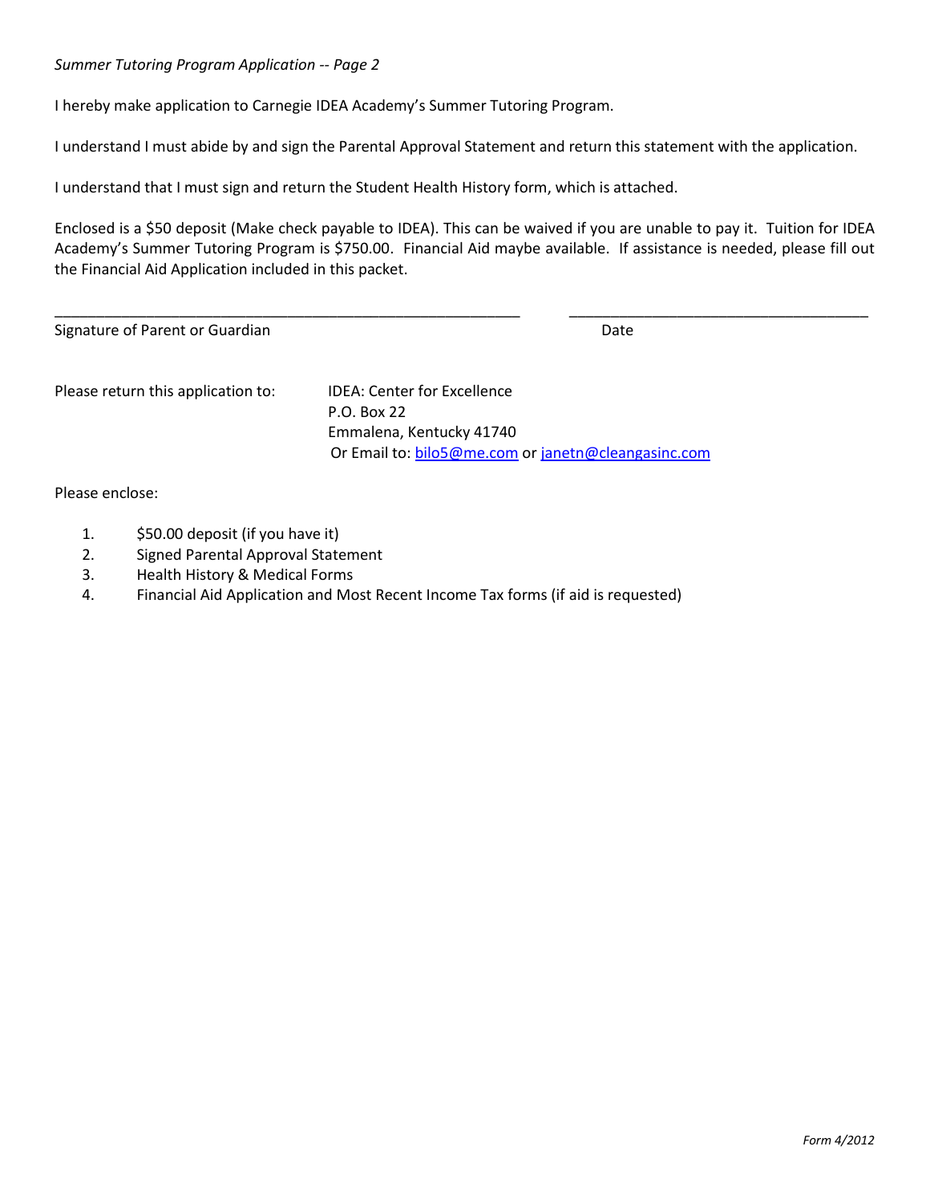*Summer Tutoring Program Application -- Page 2*

I hereby make application to Carnegie IDEA Academy's Summer Tutoring Program.

I understand I must abide by and sign the Parental Approval Statement and return this statement with the application.

I understand that I must sign and return the Student Health History form, which is attached.

Enclosed is a $50 deposit (Make check payable to IDEA). This can be waived if you are unable to pay it. Tuition for IDEA Academy's Summer Tutoring Program is $750.00. Financial Aid maybe available. If assistance is needed, please fill out the Financial Aid Application included in this packet.

_______________________________________________________ ___________________________________

Signature of Parent or Guardian Date

Please return this application to:

IDEA: Center for Excellence
P.O. Box 22
Emmalena, Kentucky 41740
Or Email to: bilo5@me.com or janetn@cleangasinc.com

Please enclose:

1. $50.00 deposit (if you have it)
2. Signed Parental Approval Statement
3. Health History & Medical Forms
4. Financial Aid Application and Most Recent Income Tax forms (if aid is requested)

*Form 4/2012*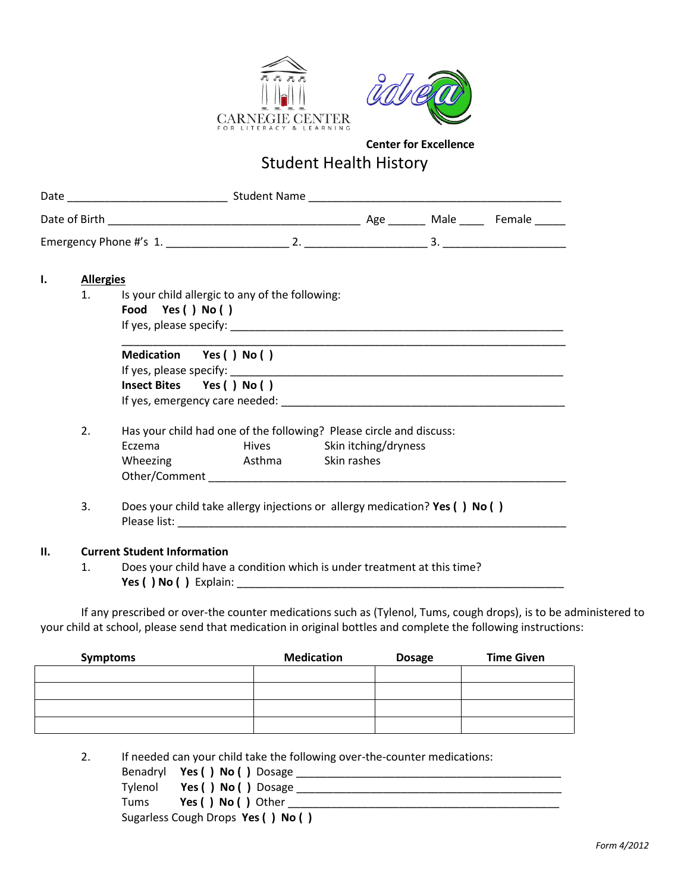CARNEGIE CENTER
FOR LITERACY & LEARNING

idea

**Center for Excellence**

# Student Health History

Date _________________________ Student Name ________________________________________

Date of Birth ________________________________________ Age ______ Male ____ Female _____

Emergency Phone #'s 1. ___________________ 2. ___________________ 3. ___________________

## I. Allergies

1. Is your child allergic to any of the following:

   **Food Yes ( ) No ( )**
   If yes, please specify: ____________________________________________________
   ______________________________________________________________________

   **Medication Yes ( ) No ( )**
   If yes, please specify: ____________________________________________________
   **Insect Bites Yes ( ) No ( )**
   If yes, emergency care needed: _____________________________________________

2. Has your child had one of the following? Please circle and discuss:

   Eczema Hives Skin itching/dryness
   Wheezing Asthma Skin rashes
   Other/Comment _________________________________________________________

3. Does your child take allergy injections or allergy medication? **Yes ( ) No ( )**
   Please list: _____________________________________________________________

## II. Current Student Information

1. Does your child have a condition which is under treatment at this time?
   **Yes ( ) No ( )** Explain: ___________________________________________________

If any prescribed or over-the counter medications such as (Tylenol, Tums, cough drops), is to be administered to your child at school, please send that medication in original bottles and complete the following instructions:

| Symptoms | Medication | Dosage | Time Given |
|---|---|---|---|
| | | | |
| | | | |
| | | | |
| | | | |

2. If needed can your child take the following over-the-counter medications:

   Benadryl **Yes ( ) No ( )** Dosage __________________________________________
   Tylenol **Yes ( ) No ( )** Dosage __________________________________________
   Tums **Yes ( ) No ( )** Other ____________________________________________
   Sugarless Cough Drops **Yes ( ) No ( )**

*Form 4/2012*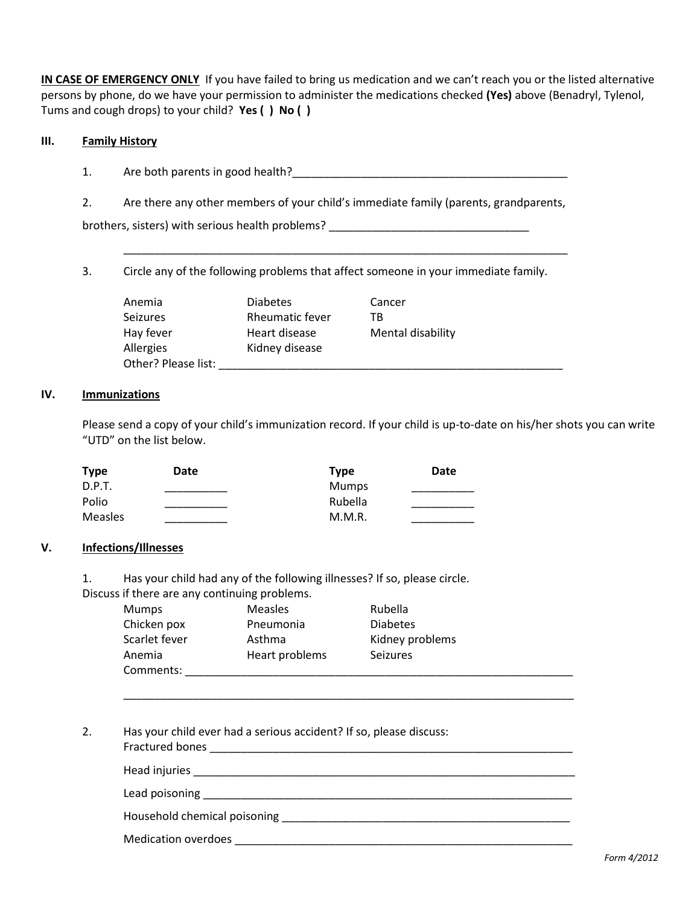**IN CASE OF EMERGENCY ONLY** If you have failed to bring us medication and we can't reach you or the listed alternative persons by phone, do we have your permission to administer the medications checked **(Yes)** above (Benadryl, Tylenol, Tums and cough drops) to your child? **Yes ( ) No ( )**

## III. Family History

1. Are both parents in good health?_______________________________________________

2. Are there any other members of your child's immediate family (parents, grandparents, brothers, sisters) with serious health problems? ________________________________

_____________________________________________________________________________

3. Circle any of the following problems that affect someone in your immediate family.

| | | |
|---|---|---|
| Anemia | Diabetes | Cancer |
| Seizures | Rheumatic fever | TB |
| Hay fever | Heart disease | Mental disability |
| Allergies | Kidney disease | |

Other? Please list: _________________________________________________________

## IV. Immunizations

Please send a copy of your child's immunization record. If your child is up-to-date on his/her shots you can write "UTD" on the list below.

| **Type** | **Date** | **Type** | **Date** |
|---|---|---|---|
| D.P.T. | __________ | Mumps | __________ |
| Polio | __________ | Rubella | __________ |
| Measles | __________ | M.M.R. | __________ |

## V. Infections/Illnesses

1. Has your child had any of the following illnesses? If so, please circle. Discuss if there are any continuing problems.

| | | |
|---|---|---|
| Mumps | Measles | Rubella |
| Chicken pox | Pneumonia | Diabetes |
| Scarlet fever | Asthma | Kidney problems |
| Anemia | Heart problems | Seizures |

Comments: _________________________________________________________________

_____________________________________________________________________________

2. Has your child ever had a serious accident? If so, please discuss:

Fractured bones _____________________________________________________________

Head injuries _______________________________________________________________

Lead poisoning ______________________________________________________________

Household chemical poisoning _________________________________________________

Medication overdoes _________________________________________________________

Form 4/2012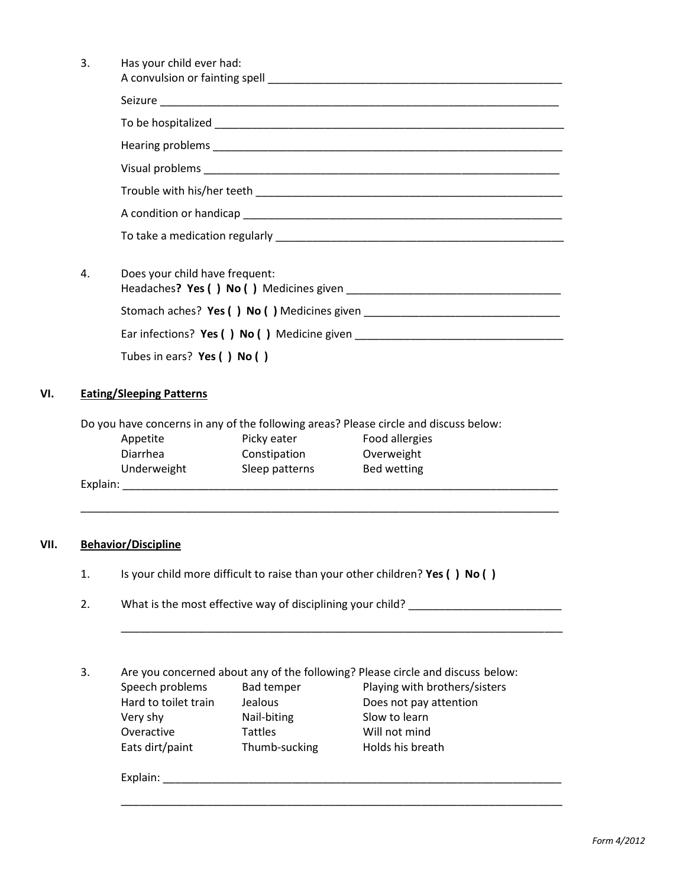3. Has your child ever had:
   A convulsion or fainting spell ______________________________________________

   Seizure ______________________________________________________________

   To be hospitalized ______________________________________________________

   Hearing problems _______________________________________________________

   Visual problems ________________________________________________________

   Trouble with his/her teeth ________________________________________________

   A condition or handicap __________________________________________________

   To take a medication regularly _____________________________________________

4. Does your child have frequent:
   Headaches**? Yes ( ) No ( )** Medicines given ___________________________________

   Stomach aches? **Yes ( ) No ( )** Medicines given _______________________________

   Ear infections? **Yes ( ) No ( )** Medicine given _________________________________

   Tubes in ears? **Yes ( ) No ( )**

## VI. Eating/Sleeping Patterns

Do you have concerns in any of the following areas? Please circle and discuss below:

| | | |
|---|---|---|
| Appetite | Picky eater | Food allergies |
| Diarrhea | Constipation | Overweight |
| Underweight | Sleep patterns | Bed wetting |

Explain: ______________________________________________________________________

_____________________________________________________________________________

## VII. Behavior/Discipline

1. Is your child more difficult to raise than your other children? **Yes ( ) No ( )**

2. What is the most effective way of disciplining your child? _________________________

   ________________________________________________________________________

3. Are you concerned about any of the following? Please circle and discuss below:

| | | |
|---|---|---|
| Speech problems | Bad temper | Playing with brothers/sisters |
| Hard to toilet train | Jealous | Does not pay attention |
| Very shy | Nail-biting | Slow to learn |
| Overactive | Tattles | Will not mind |
| Eats dirt/paint | Thumb-sucking | Holds his breath |

   Explain: _______________________________________________________________

   ________________________________________________________________________

*Form 4/2012*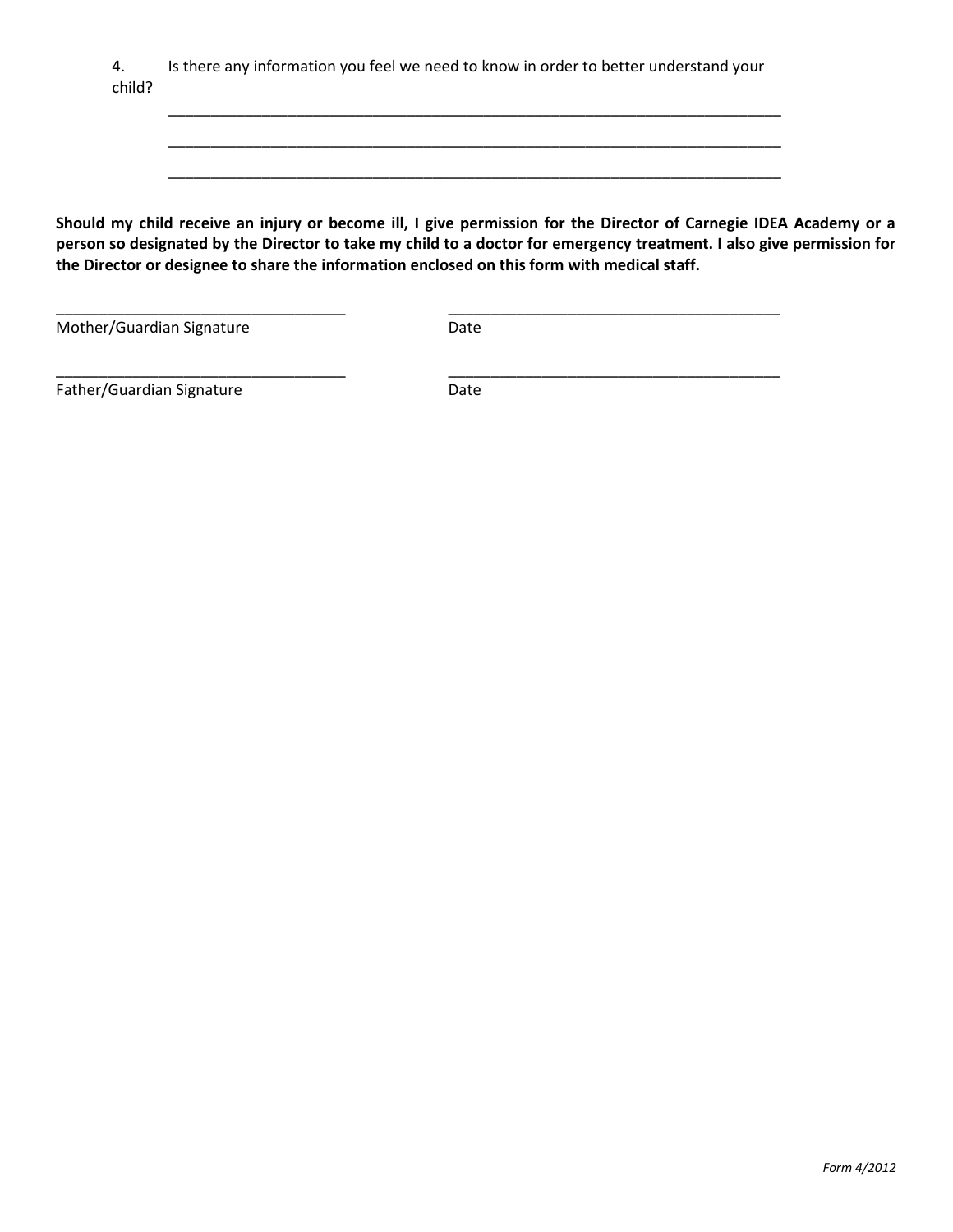4. Is there any information you feel we need to know in order to better understand your child?

_____________________________________________________________________________

_____________________________________________________________________________

_____________________________________________________________________________

**Should my child receive an injury or become ill, I give permission for the Director of Carnegie IDEA Academy or a person so designated by the Director to take my child to a doctor for emergency treatment. I also give permission for the Director or designee to share the information enclosed on this form with medical staff.**

___________________________________ ________________________________________

Mother/Guardian Signature Date

___________________________________ ________________________________________

Father/Guardian Signature Date

*Form 4/2012*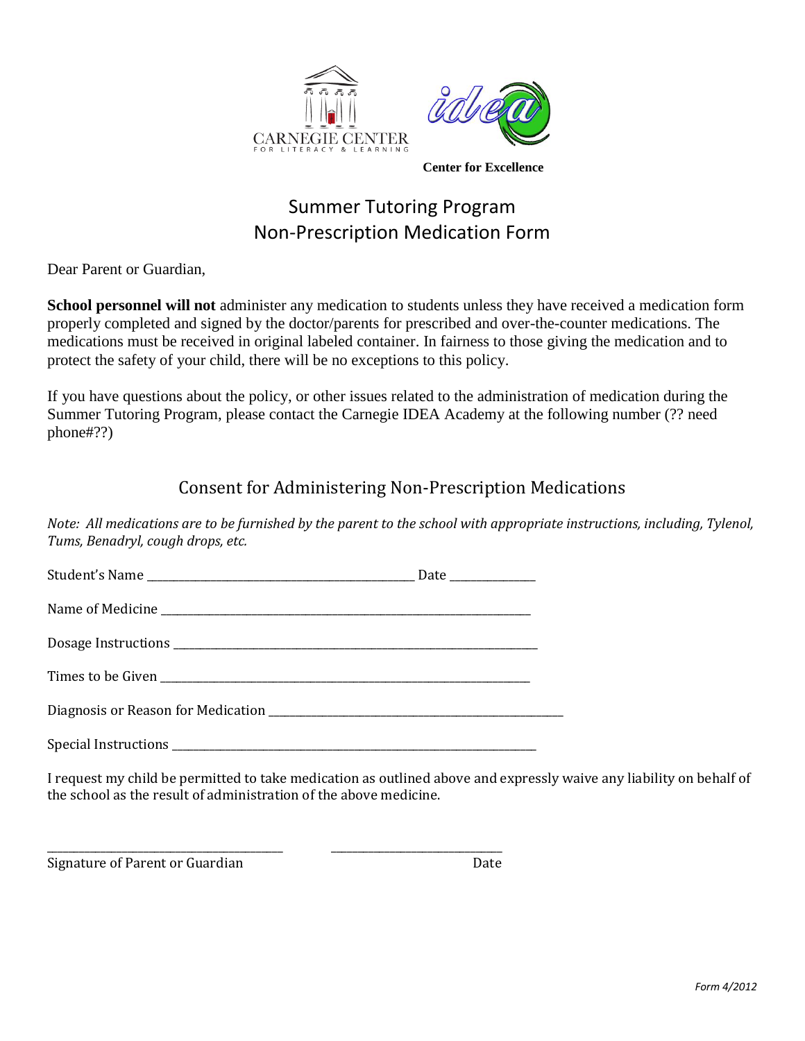CARNEGIE CENTER FOR LITERACY & LEARNING

idea

**Center for Excellence**

# Summer Tutoring Program
# Non-Prescription Medication Form

Dear Parent or Guardian,

**School personnel will not** administer any medication to students unless they have received a medication form properly completed and signed by the doctor/parents for prescribed and over-the-counter medications. The medications must be received in original labeled container. In fairness to those giving the medication and to protect the safety of your child, there will be no exceptions to this policy.

If you have questions about the policy, or other issues related to the administration of medication during the Summer Tutoring Program, please contact the Carnegie IDEA Academy at the following number (?? need phone#??)

## Consent for Administering Non-Prescription Medications

*Note: All medications are to be furnished by the parent to the school with appropriate instructions, including, Tylenol, Tums, Benadryl, cough drops, etc.*

Student's Name ____________________________________________ Date ______________

Name of Medicine ______________________________________________________________

Dosage Instructions ____________________________________________________________

Times to be Given ______________________________________________________________

Diagnosis or Reason for Medication ______________________________________________

Special Instructions ____________________________________________________________

I request my child be permitted to take medication as outlined above and expressly waive any liability on behalf of the school as the result of administration of the above medicine.

________________________________________ ______________________________

Signature of Parent or Guardian Date

*Form 4/2012*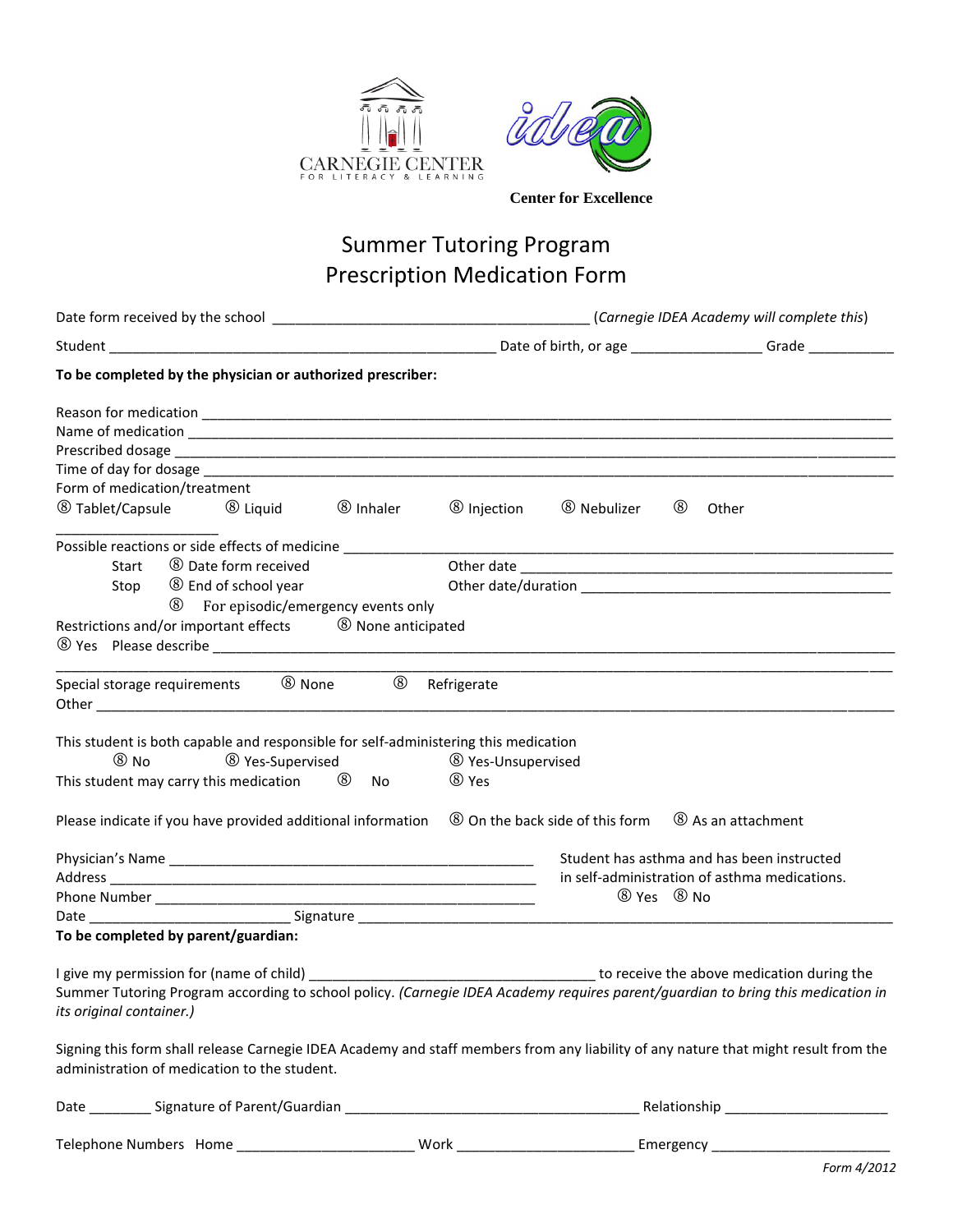CARNEGIE CENTER
FOR LITERACY & LEARNING

**Center for Excellence**

# Summer Tutoring Program
# Prescription Medication Form

Date form received by the school ________________________________________ (*Carnegie IDEA Academy will complete this*)

Student _________________________________________________ Date of birth, or age ________________ Grade ___________

**To be completed by the physician or authorized prescriber:**

Reason for medication _______________________________________________________________________________
Name of medication _________________________________________________________________________________
Prescribed dosage ___________________________________________________________________________________
Time of day for dosage ______________________________________________________________________________
Form of medication/treatment
⑧ Tablet/Capsule ⑧ Liquid ⑧ Inhaler ⑧ Injection ⑧ Nebulizer ⑧ Other ____________________

Possible reactions or side effects of medicine ____________________________________________________________
Start ⑧ Date form received Other date ________________________________________________
Stop ⑧ End of school year Other date/duration _________________________________________
⑧ For episodic/emergency events only
Restrictions and/or important effects ⑧ None anticipated
⑧ Yes Please describe ________________________________________________________________________________
_______________________________________________________________________________________________________

Special storage requirements ⑧ None ⑧ Refrigerate
Other _________________________________________________________________________________________________

This student is both capable and responsible for self-administering this medication
⑧ No ⑧ Yes-Supervised ⑧ Yes-Unsupervised
This student may carry this medication ⑧ No ⑧ Yes

Please indicate if you have provided additional information ⑧ On the back side of this form ⑧ As an attachment

Physician's Name _______________________________________________
Address ______________________________________________________
Phone Number _________________________________________________
Date _________________________ Signature _______________________________________________________________

Student has asthma and has been instructed in self-administration of asthma medications.
⑧ Yes ⑧ No

**To be completed by parent/guardian:**

I give my permission for (name of child) ___________________________________ to receive the above medication during the Summer Tutoring Program according to school policy. *(Carnegie IDEA Academy requires parent/guardian to bring this medication in its original container.)*

Signing this form shall release Carnegie IDEA Academy and staff members from any liability of any nature that might result from the administration of medication to the student.

Date ________ Signature of Parent/Guardian _____________________________________ Relationship ____________________

Telephone Numbers Home ______________________ Work ______________________ Emergency _______________________

*Form 4/2012*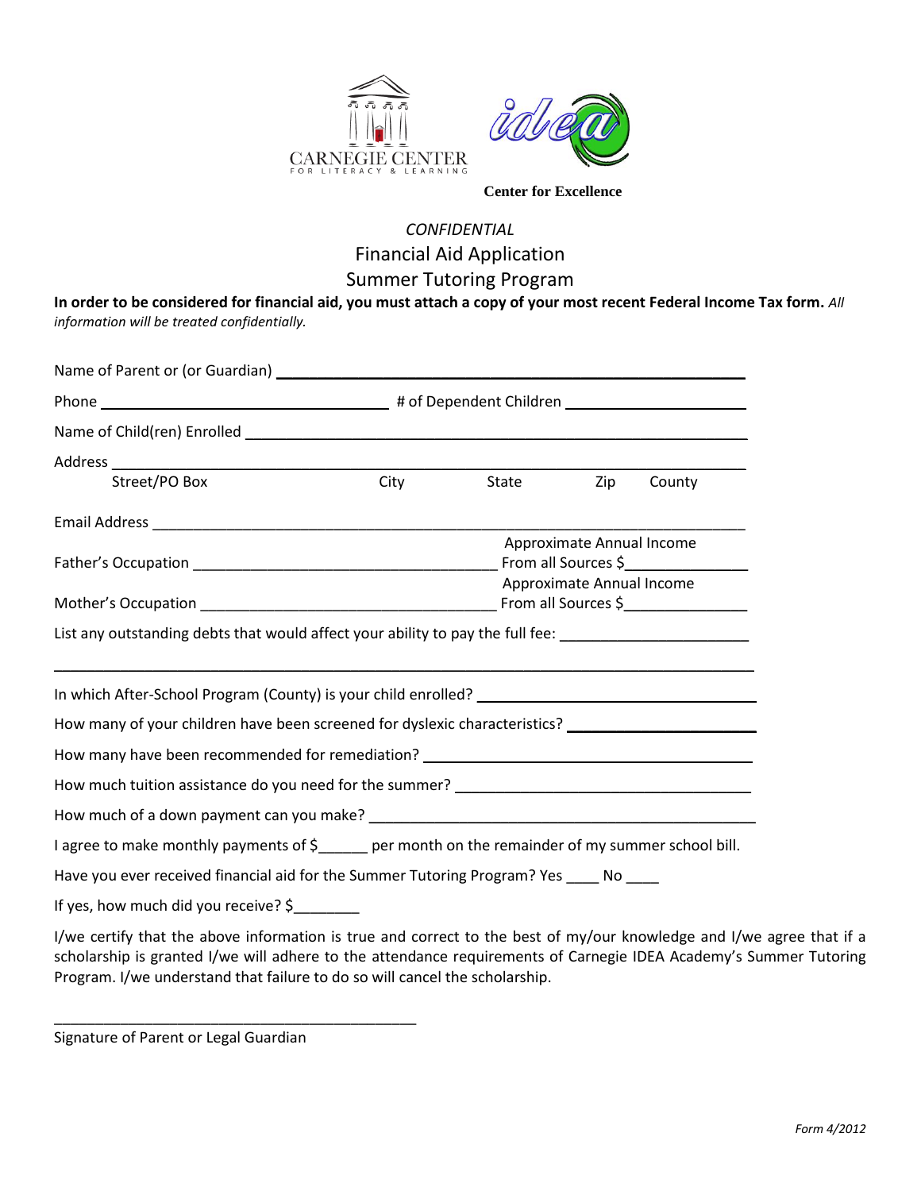CARNEGIE CENTER
FOR LITERACY & LEARNING

idea

**Center for Excellence**

*CONFIDENTIAL*

# Financial Aid Application

## Summer Tutoring Program

**In order to be considered for financial aid, you must attach a copy of your most recent Federal Income Tax form.** *All information will be treated confidentially.*

Name of Parent or (or Guardian) ______________________________________________

Phone ______________________________ # of Dependent Children ____________________

Name of Child(ren) Enrolled ____________________________________________________

Address ________________________________________________________________

Street/PO Box City State Zip County

Email Address ____________________________________________________________

Father's Occupation ______________________________ Approximate Annual Income From all Sources $______________

Mother's Occupation ______________________________ Approximate Annual Income From all Sources $______________

List any outstanding debts that would affect your ability to pay the full fee: ____________________

________________________________________________________________________

In which After-School Program (County) is your child enrolled? ____________________________

How many of your children have been screened for dyslexic characteristics? ____________________

How many have been recommended for remediation? ______________________________________

How much tuition assistance do you need for the summer? __________________________________

How much of a down payment can you make? ___________________________________________

I agree to make monthly payments of $______ per month on the remainder of my summer school bill.

Have you ever received financial aid for the Summer Tutoring Program? Yes ____ No ____

If yes, how much did you receive? $________

I/we certify that the above information is true and correct to the best of my/our knowledge and I/we agree that if a scholarship is granted I/we will adhere to the attendance requirements of Carnegie IDEA Academy's Summer Tutoring Program. I/we understand that failure to do so will cancel the scholarship.

_____________________________________________

Signature of Parent or Legal Guardian

*Form 4/2012*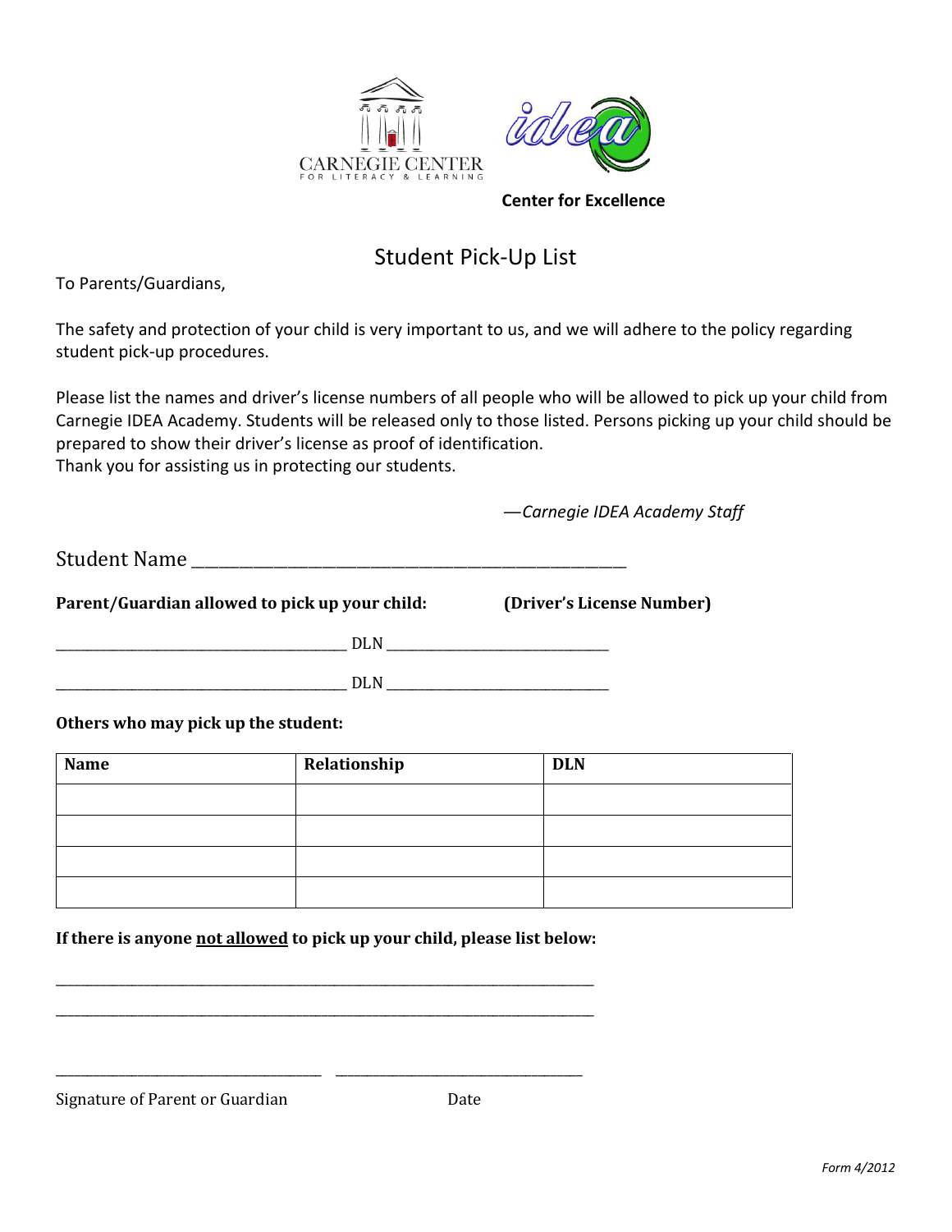CARNEGIE CENTER FOR LITERACY & LEARNING

idea

**Center for Excellence**

# Student Pick-Up List

To Parents/Guardians,

The safety and protection of your child is very important to us, and we will adhere to the policy regarding student pick-up procedures.

Please list the names and driver's license numbers of all people who will be allowed to pick up your child from Carnegie IDEA Academy. Students will be released only to those listed. Persons picking up your child should be prepared to show their driver's license as proof of identification.
Thank you for assisting us in protecting our students.

*—Carnegie IDEA Academy Staff*

Student Name ______________________________________________

**Parent/Guardian allowed to pick up your child:** **(Driver's License Number)**

________________________________ DLN ________________________

________________________________ DLN ________________________

**Others who may pick up the student:**

| Name | Relationship | DLN |
|---|---|---|
| | | |
| | | |
| | | |
| | | |

**If there is anyone <u>not allowed</u> to pick up your child, please list below:**

___________________________________________________________________

___________________________________________________________________

________________________________ ________________________________

Signature of Parent or Guardian Date

*Form 4/2012*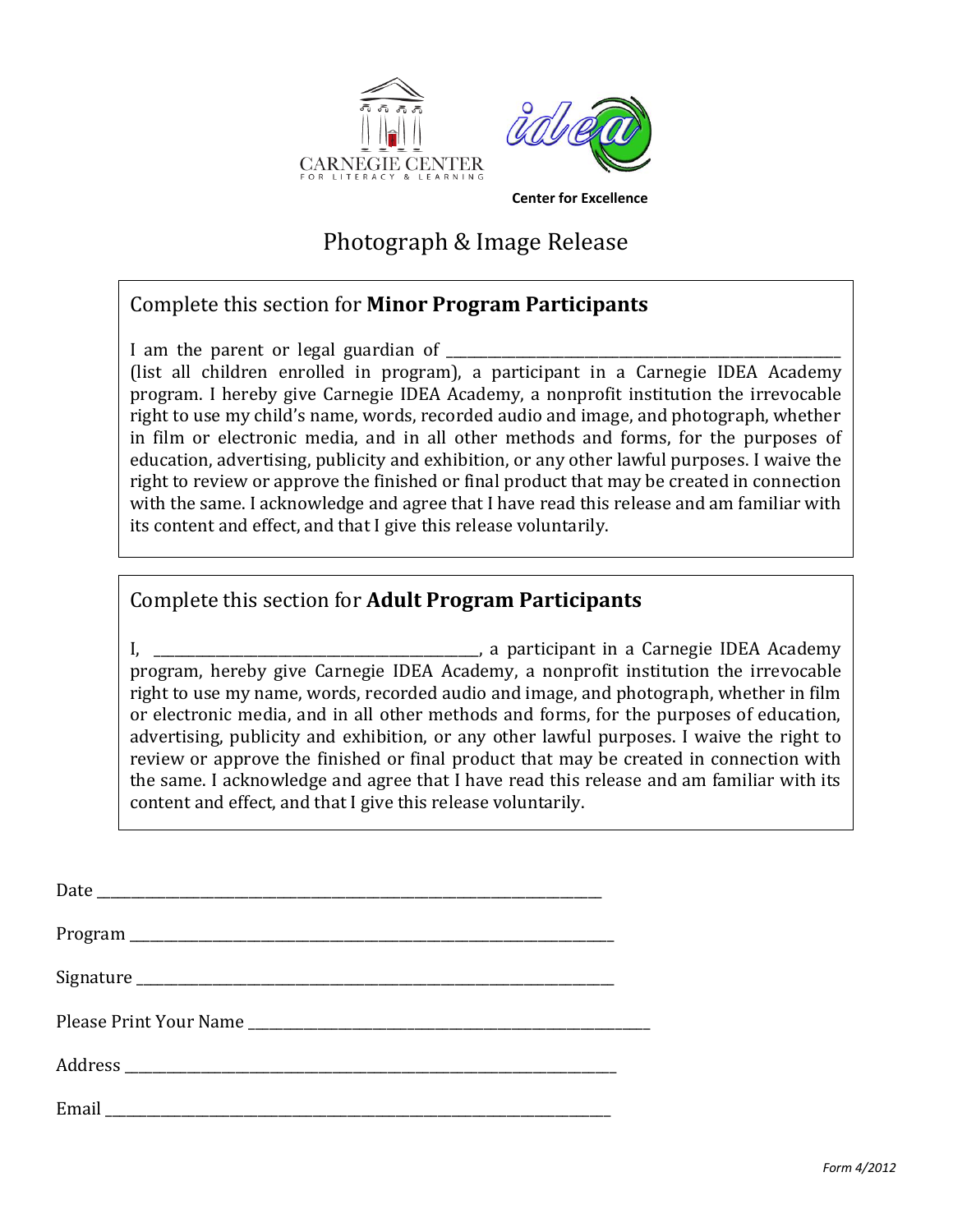CARNEGIE CENTER FOR LITERACY & LEARNING

idea

**Center for Excellence**

# Photograph & Image Release

## Complete this section for **Minor Program Participants**

I am the parent or legal guardian of ______________________________________________ (list all children enrolled in program), a participant in a Carnegie IDEA Academy program. I hereby give Carnegie IDEA Academy, a nonprofit institution the irrevocable right to use my child's name, words, recorded audio and image, and photograph, whether in film or electronic media, and in all other methods and forms, for the purposes of education, advertising, publicity and exhibition, or any other lawful purposes. I waive the right to review or approve the finished or final product that may be created in connection with the same. I acknowledge and agree that I have read this release and am familiar with its content and effect, and that I give this release voluntarily.

## Complete this section for **Adult Program Participants**

I, ____________________________________, a participant in a Carnegie IDEA Academy program, hereby give Carnegie IDEA Academy, a nonprofit institution the irrevocable right to use my name, words, recorded audio and image, and photograph, whether in film or electronic media, and in all other methods and forms, for the purposes of education, advertising, publicity and exhibition, or any other lawful purposes. I waive the right to review or approve the finished or final product that may be created in connection with the same. I acknowledge and agree that I have read this release and am familiar with its content and effect, and that I give this release voluntarily.

Date ________________________________________________________________

Program ______________________________________________________________

Signature _____________________________________________________________

Please Print Your Name _________________________________________________

Address ______________________________________________________________

Email ________________________________________________________________

*Form 4/2012*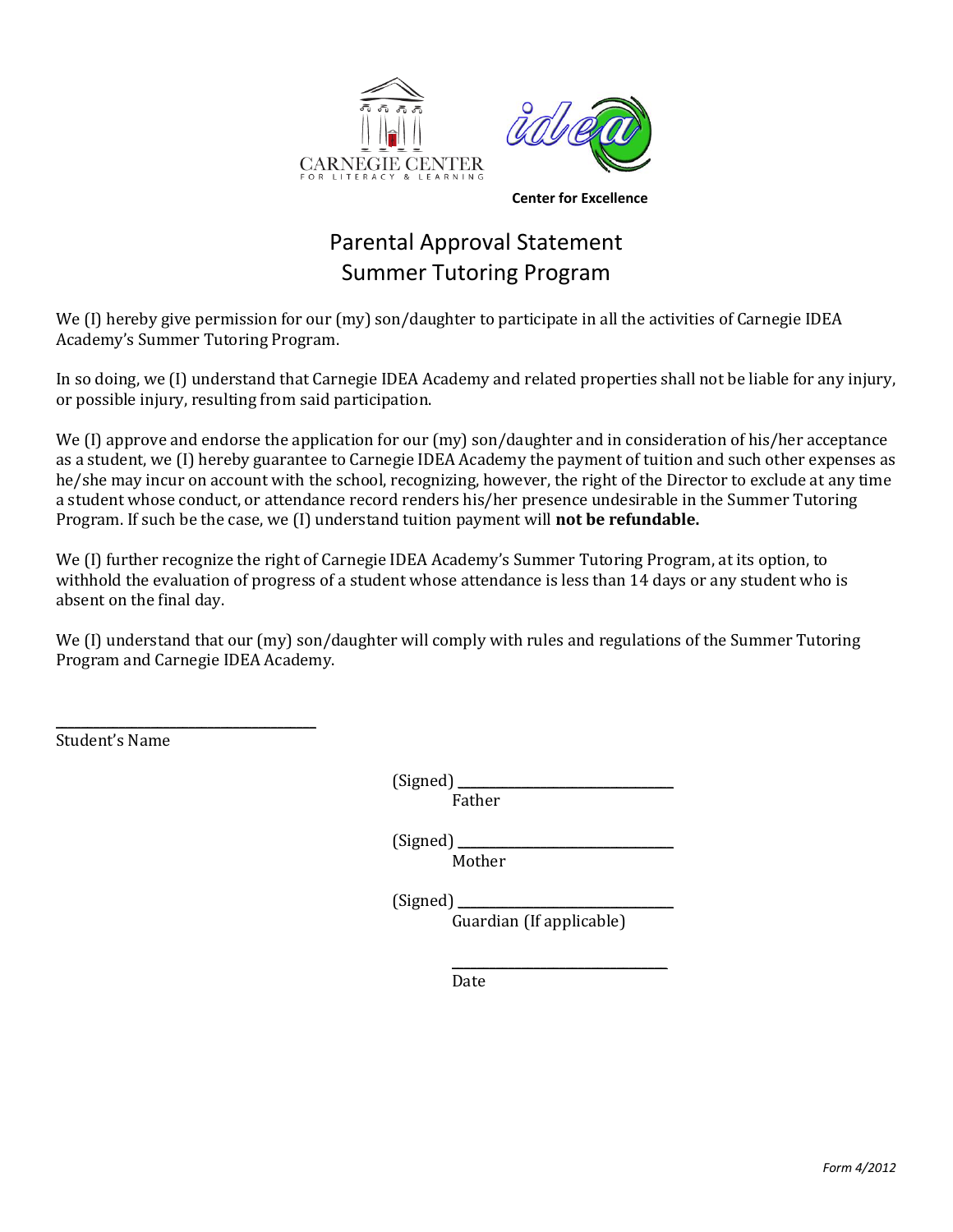CARNEGIE CENTER
FOR LITERACY & LEARNING

idea

**Center for Excellence**

# Parental Approval Statement
# Summer Tutoring Program

We (I) hereby give permission for our (my) son/daughter to participate in all the activities of Carnegie IDEA Academy's Summer Tutoring Program.

In so doing, we (I) understand that Carnegie IDEA Academy and related properties shall not be liable for any injury, or possible injury, resulting from said participation.

We (I) approve and endorse the application for our (my) son/daughter and in consideration of his/her acceptance as a student, we (I) hereby guarantee to Carnegie IDEA Academy the payment of tuition and such other expenses as he/she may incur on account with the school, recognizing, however, the right of the Director to exclude at any time a student whose conduct, or attendance record renders his/her presence undesirable in the Summer Tutoring Program. If such be the case, we (I) understand tuition payment will **not be refundable.**

We (I) further recognize the right of Carnegie IDEA Academy's Summer Tutoring Program, at its option, to withhold the evaluation of progress of a student whose attendance is less than 14 days or any student who is absent on the final day.

We (I) understand that our (my) son/daughter will comply with rules and regulations of the Summer Tutoring Program and Carnegie IDEA Academy.

\_\_\_\_\_\_\_\_\_\_\_\_\_\_\_\_\_\_\_\_\_\_\_\_\_\_\_\_\_\_\_\_\_\_\_\_
Student's Name

(Signed) \_\_\_\_\_\_\_\_\_\_\_\_\_\_\_\_\_\_\_\_\_\_\_\_\_\_\_\_\_\_
Father

(Signed) \_\_\_\_\_\_\_\_\_\_\_\_\_\_\_\_\_\_\_\_\_\_\_\_\_\_\_\_\_\_
Mother

(Signed) \_\_\_\_\_\_\_\_\_\_\_\_\_\_\_\_\_\_\_\_\_\_\_\_\_\_\_\_\_\_
Guardian (If applicable)

\_\_\_\_\_\_\_\_\_\_\_\_\_\_\_\_\_\_\_\_\_\_\_\_\_\_\_\_\_\_
Date

*Form 4/2012*